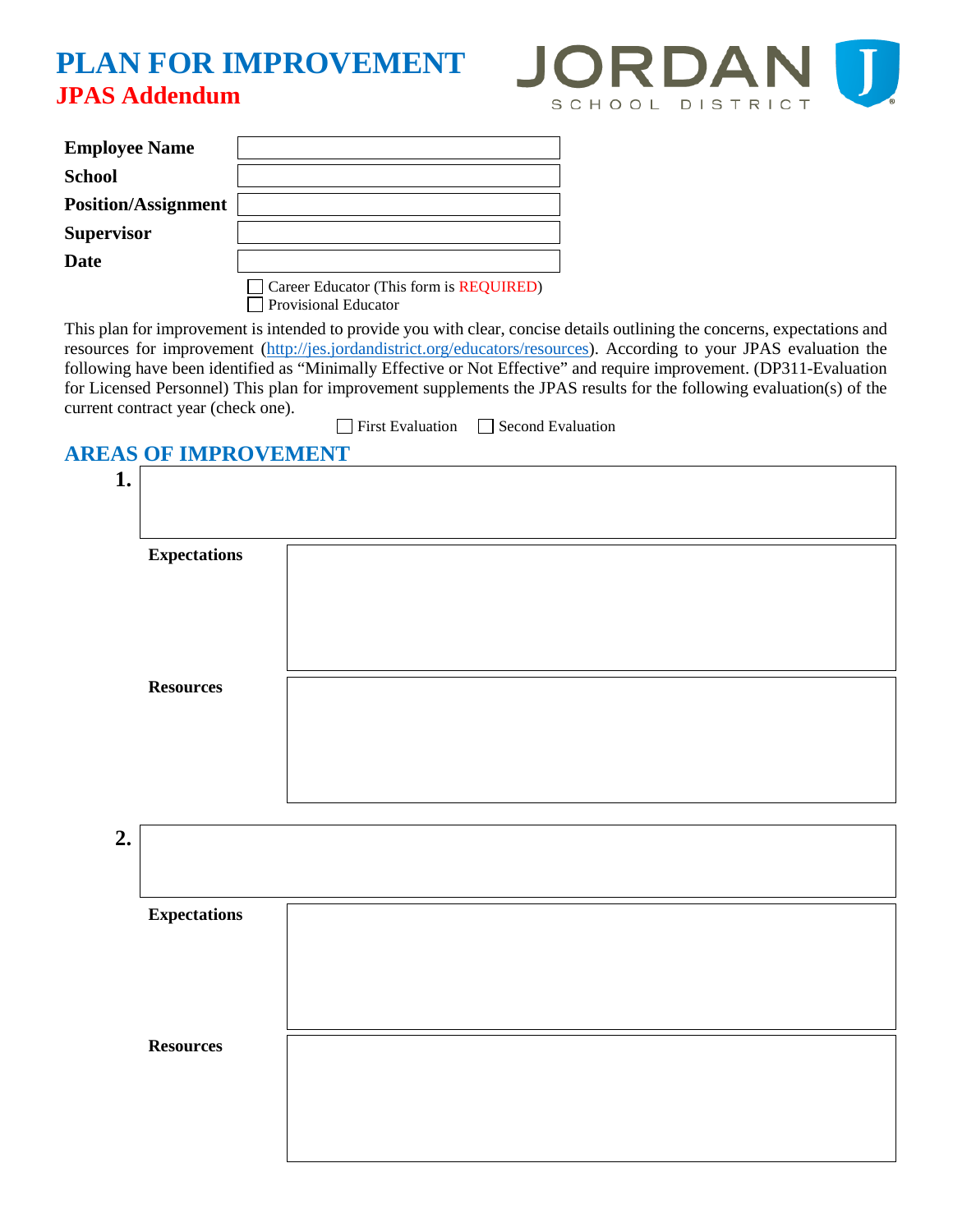# PLAN FOR IMPROVEMENT

## JPAS Addendum

JORDAN SCHOOL DISTRICT

| | |
|---|---|
| **Employee Name** | |
| **School** | |
| **Position/Assignment** | |
| **Supervisor** | |
| **Date** | |

☐ Career Educator (This form is REQUIRED)
☐ Provisional Educator

This plan for improvement is intended to provide you with clear, concise details outlining the concerns, expectations and resources for improvement (http://jes.jordandistrict.org/educators/resources). According to your JPAS evaluation the following have been identified as "Minimally Effective or Not Effective" and require improvement. (DP311-Evaluation for Licensed Personnel) This plan for improvement supplements the JPAS results for the following evaluation(s) of the current contract year (check one).

☐ First Evaluation ☐ Second Evaluation

## AREAS OF IMPROVEMENT

**1.**

**Expectations**

**Resources**

**2.**

**Expectations**

**Resources**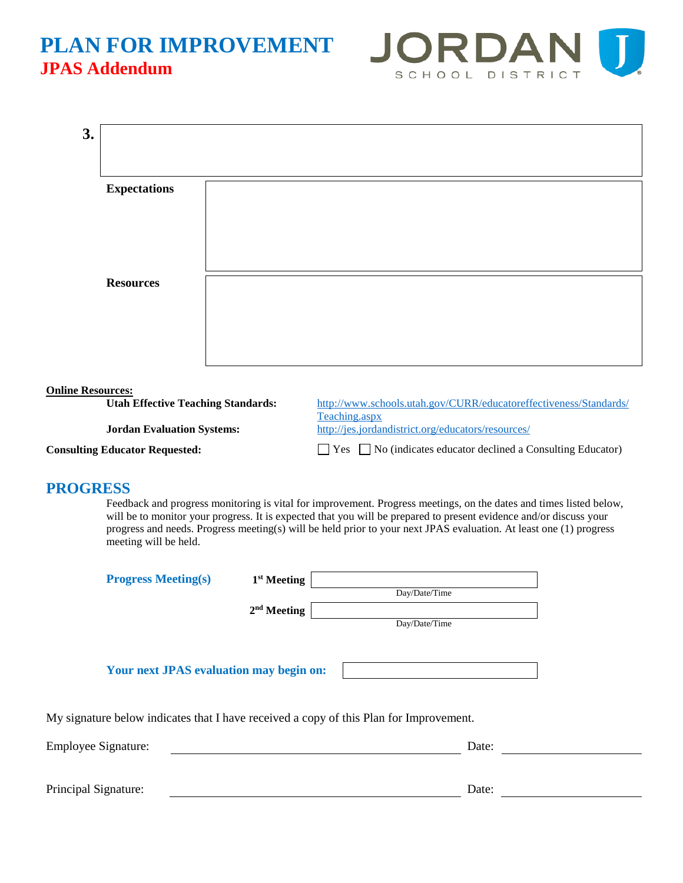# PLAN FOR IMPROVEMENT

## JPAS Addendum

JORDAN SCHOOL DISTRICT

**3.**

**Expectations**

**Resources**

**Online Resources:**

**Utah Effective Teaching Standards:** http://www.schools.utah.gov/CURR/educatoreffectiveness/Standards/Teaching.aspx

**Jordan Evaluation Systems:** http://jes.jordandistrict.org/educators/resources/

**Consulting Educator Requested:** ☐ Yes ☐ No (indicates educator declined a Consulting Educator)

## PROGRESS

Feedback and progress monitoring is vital for improvement. Progress meetings, on the dates and times listed below, will be to monitor your progress. It is expected that you will be prepared to present evidence and/or discuss your progress and needs. Progress meeting(s) will be held prior to your next JPAS evaluation. At least one (1) progress meeting will be held.

**Progress Meeting(s)**

**1st Meeting** ____________________
Day/Date/Time

**2nd Meeting** ____________________
Day/Date/Time

**Your next JPAS evaluation may begin on:** ____________________

My signature below indicates that I have received a copy of this Plan for Improvement.

Employee Signature: ______________________________ Date: ____________

Principal Signature: ______________________________ Date: ____________